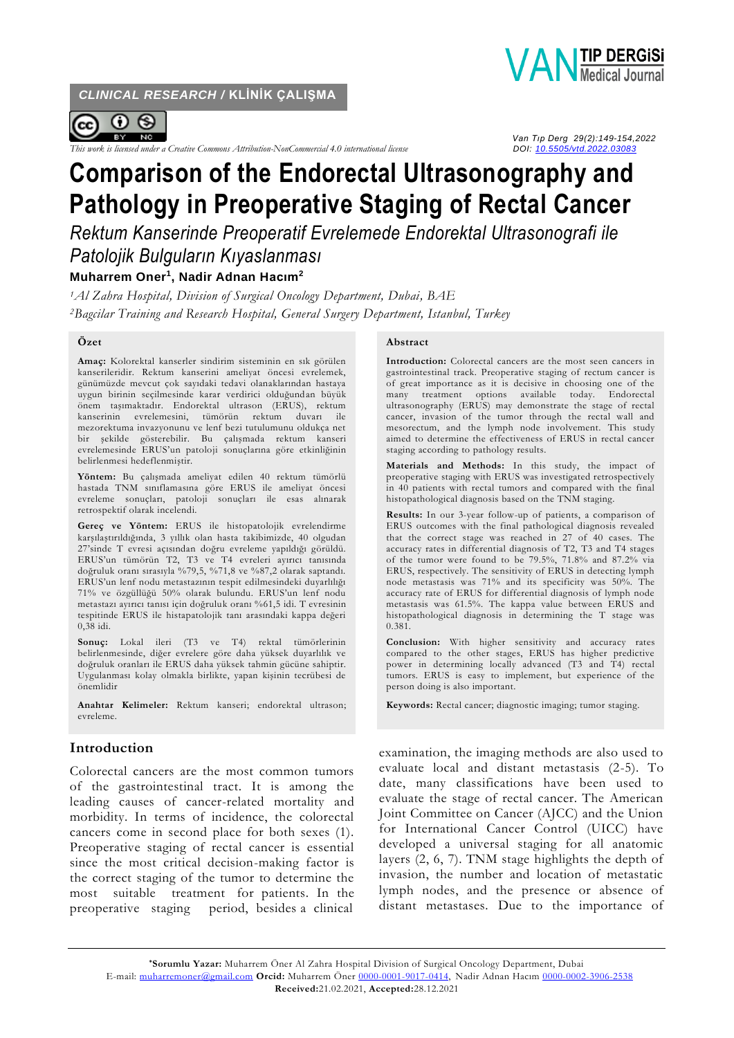CLINICAL RESEARCH / KLİNİK ÇALIŞMA

This work is licensed under a Creative Commons Attribution-NonCommercial 4.0 international license

DOI: 10.5505/vtd.2022.03083

# Comparison of the Endorectal Ultrasonography and Pathology in Preoperative Staging of Rectal Cancer

## *Rektum Kanserinde Preoperatif Evrelemede Endorektal Ultrasonografi ile Patolojik Bulguların Kıyaslanması*

**Muharrem Oner[1], Nadir Adnan Hacım[2]**

*[1]Al Zahra Hospital, Division of Surgical Oncology Department, Dubai, BAE*
*[2]Bagcilar Training and Research Hospital, General Surgery Department, Istanbul, Turkey*

### Özet

**Amaç:** Kolorektal kanserler sindirim sisteminin en sık görülen kanserleridir. Rektum kanserini ameliyat öncesi evrelemek, günümüzde mevcut çok sayıdaki tedavi olanaklarından hastaya uygun birinin seçilmesinde karar verdirici olduğundan büyük önem taşımaktadır. Endorektal ultrason (ERUS), rektum kanserinin evrelemesini, tümörün rektum duvarı ile mezorektuma invazyonunu ve lenf bezi tutulumunu oldukça net bir şekilde gösterebilir. Bu çalışmada rektum kanseri evrelemesinde ERUS'un patoloji sonuçlarına göre etkinliğinin belirlenmesi hedeflenmiştir.

**Yöntem:** Bu çalışmada ameliyat edilen 40 rektum tümörlü hastada TNM sınıflamasına göre ERUS ile ameliyat öncesi evreleme sonuçları, patoloji sonuçları ile esas alınarak retrospektif olarak incelendi.

**Gereç ve Yöntem:** ERUS ile histopatolojik evrelendirme karşılaştırıldığında, 3 yıllık olan hasta takibimizde, 40 olgudan 27'sinde T evresi açısından doğru evreleme yapıldığı görüldü. ERUS'un tümörün T2, T3 ve T4 evreleri ayırıcı tanısında doğruluk oranı sırasıyla %79,5, %71,8 ve %87,2 olarak saptandı. ERUS'un lenf nodu metastazının tespit edilmesindeki duyarlılığı 71% ve özgüllüğü 50% olarak bulundu. ERUS'un lenf nodu metastazı ayırıcı tanısı için doğruluk oranı %61,5 idi. T evresinin tespitinde ERUS ile histapatolojik tanı arasındaki kappa değeri 0,38 idi.

**Sonuç:** Lokal ileri (T3 ve T4) rektal tümörlerinin belirlenmesinde, diğer evrelere göre daha yüksek duyarlılık ve doğruluk oranları ile ERUS daha yüksek tahmin gücüne sahiptir. Uygulanması kolay olmakla birlikte, yapan kişinin tecrübesi de önemlidir

**Anahtar Kelimeler:** Rektum kanseri; endorektal ultrason; evreleme.

### Abstract

**Introduction:** Colorectal cancers are the most seen cancers in gastrointestinal track. Preoperative staging of rectum cancer is of great importance as it is decisive in choosing one of the many treatment options available today. Endorectal ultrasonography (ERUS) may demonstrate the stage of rectal cancer, invasion of the tumor through the rectal wall and mesorectum, and the lymph node involvement. This study aimed to determine the effectiveness of ERUS in rectal cancer staging according to pathology results.

**Materials and Methods:** In this study, the impact of preoperative staging with ERUS was investigated retrospectively in 40 patients with rectal tumors and compared with the final histopathological diagnosis based on the TNM staging.

**Results:** In our 3-year follow-up of patients, a comparison of ERUS outcomes with the final pathological diagnosis revealed that the correct stage was reached in 27 of 40 cases. The accuracy rates in differential diagnosis of T2, T3 and T4 stages of the tumor were found to be 79.5%, 71.8% and 87.2% via ERUS, respectively. The sensitivity of ERUS in detecting lymph node metastasis was 71% and its specificity was 50%. The accuracy rate of ERUS for differential diagnosis of lymph node metastasis was 61.5%. The kappa value between ERUS and histopathological diagnosis in determining the T stage was 0.381.

**Conclusion:** With higher sensitivity and accuracy rates compared to the other stages, ERUS has higher predictive power in determining locally advanced (T3 and T4) rectal tumors. ERUS is easy to implement, but experience of the person doing is also important.

**Keywords:** Rectal cancer; diagnostic imaging; tumor staging.

## Introduction

Colorectal cancers are the most common tumors of the gastrointestinal tract. It is among the leading causes of cancer-related mortality and morbidity. In terms of incidence, the colorectal cancers come in second place for both sexes (1). Preoperative staging of rectal cancer is essential since the most critical decision-making factor is the correct staging of the tumor to determine the most suitable treatment for patients. In the preoperative staging period, besides a clinical examination, the imaging methods are also used to evaluate local and distant metastasis (2-5). To date, many classifications have been used to evaluate the stage of rectal cancer. The American Joint Committee on Cancer (AJCC) and the Union for International Cancer Control (UICC) have developed a universal staging for all anatomic layers (2, 6, 7). TNM stage highlights the depth of invasion, the number and location of metastatic lymph nodes, and the presence or absence of distant metastases. Due to the importance of

---

**\*Sorumlu Yazar:** Muharrem Öner Al Zahra Hospital Division of Surgical Oncology Department, Dubai
E-mail: muharremoner@gmail.com **Orcid:** Muharrem Öner 0000-0001-9017-0414, Nadir Adnan Hacım 0000-0002-3906-2538
**Received:**21.02.2021, **Accepted:**28.12.2021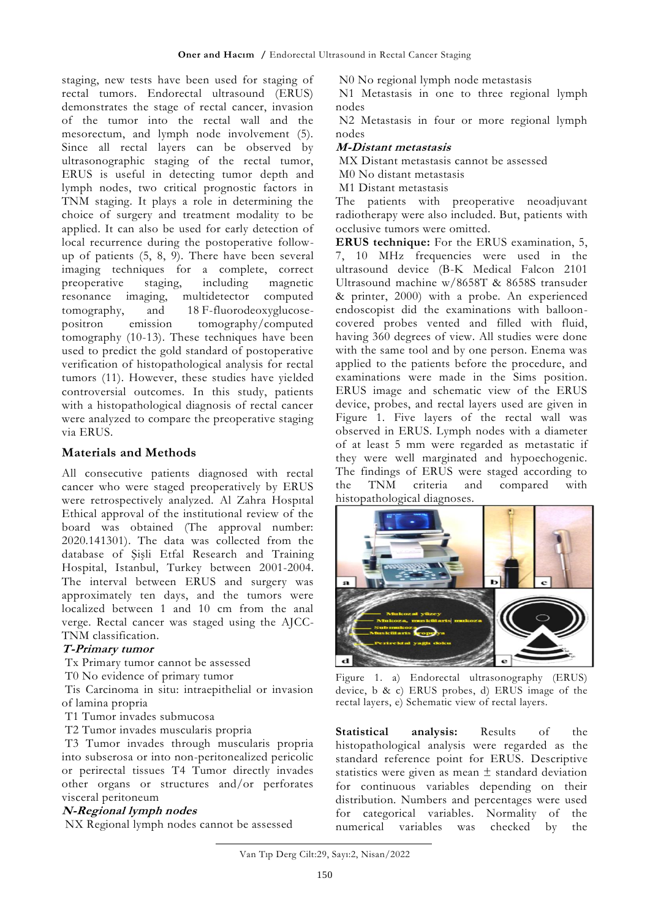staging, new tests have been used for staging of rectal tumors. Endorectal ultrasound (ERUS) demonstrates the stage of rectal cancer, invasion of the tumor into the rectal wall and the mesorectum, and lymph node involvement (5). Since all rectal layers can be observed by ultrasonographic staging of the rectal tumor, ERUS is useful in detecting tumor depth and lymph nodes, two critical prognostic factors in TNM staging. It plays a role in determining the choice of surgery and treatment modality to be applied. It can also be used for early detection of local recurrence during the postoperative follow-up of patients (5, 8, 9). There have been several imaging techniques for a complete, correct preoperative staging, including magnetic resonance imaging, multidetector computed tomography, and 18 F-fluorodeoxyglucose-positron emission tomography/computed tomography (10-13). These techniques have been used to predict the gold standard of postoperative verification of histopathological analysis for rectal tumors (11). However, these studies have yielded controversial outcomes. In this study, patients with a histopathological diagnosis of rectal cancer were analyzed to compare the preoperative staging via ERUS.

## Materials and Methods

All consecutive patients diagnosed with rectal cancer who were staged preoperatively by ERUS were retrospectively analyzed. Al Zahra Hospıtal Ethical approval of the institutional review of the board was obtained (The approval number: 2020.141301). The data was collected from the database of Şişli Etfal Research and Training Hospital, Istanbul, Turkey between 2001-2004. The interval between ERUS and surgery was approximately ten days, and the tumors were localized between 1 and 10 cm from the anal verge. Rectal cancer was staged using the AJCC-TNM classification.

***T-Primary tumor***

Tx Primary tumor cannot be assessed

T0 No evidence of primary tumor

Tis Carcinoma in situ: intraepithelial or invasion of lamina propria

T1 Tumor invades submucosa

T2 Tumor invades muscularis propria

T3 Tumor invades through muscularis propria into subserosa or into non-peritonealized pericolic or perirectal tissues T4 Tumor directly invades other organs or structures and/or perforates visceral peritoneum

***N-Regional lymph nodes***

NX Regional lymph nodes cannot be assessed

N0 No regional lymph node metastasis

N1 Metastasis in one to three regional lymph nodes

N2 Metastasis in four or more regional lymph nodes

***M-Distant metastasis***

MX Distant metastasis cannot be assessed

M0 No distant metastasis

M1 Distant metastasis

The patients with preoperative neoadjuvant radiotherapy were also included. But, patients with occlusive tumors were omitted.

**ERUS technique:** For the ERUS examination, 5, 7, 10 MHz frequencies were used in the ultrasound device (B-K Medical Falcon 2101 Ultrasound machine w/8658T & 8658S transuder & printer, 2000) with a probe. An experienced endoscopist did the examinations with balloon-covered probes vented and filled with fluid, having 360 degrees of view. All studies were done with the same tool and by one person. Enema was applied to the patients before the procedure, and examinations were made in the Sims position. ERUS image and schematic view of the ERUS device, probes, and rectal layers used are given in Figure 1. Five layers of the rectal wall was observed in ERUS. Lymph nodes with a diameter of at least 5 mm were regarded as metastatic if they were well marginated and hypoechogenic. The findings of ERUS were staged according to the TNM criteria and compared with histopathological diagnoses.

Figure 1. a) Endorectal ultrasonography (ERUS) device, b & c) ERUS probes, d) ERUS image of the rectal layers, e) Schematic view of rectal layers.

**Statistical analysis:** Results of the histopathological analysis were regarded as the standard reference point for ERUS. Descriptive statistics were given as mean ± standard deviation for continuous variables depending on their distribution. Numbers and percentages were used for categorical variables. Normality of the numerical variables was checked by the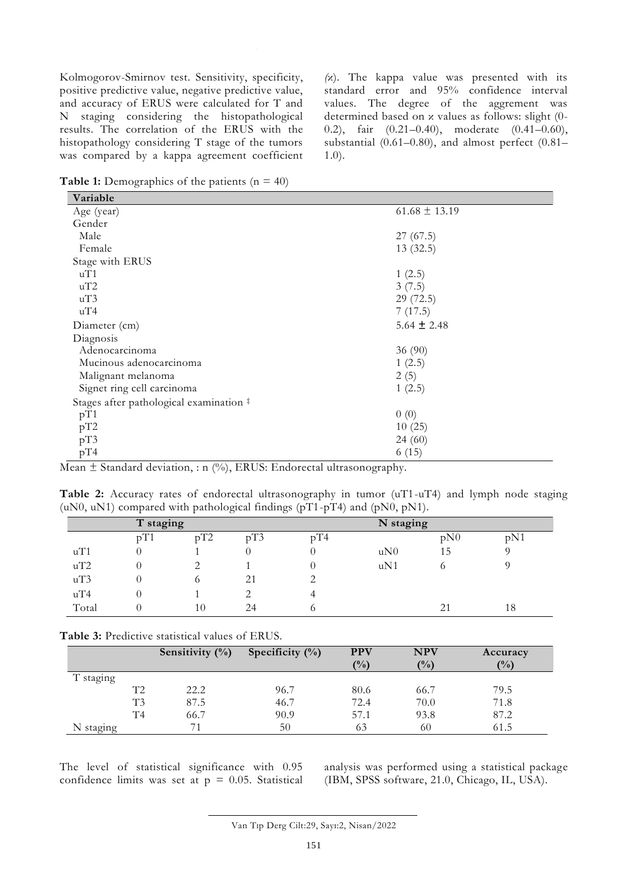Kolmogorov-Smirnov test. Sensitivity, specificity, positive predictive value, negative predictive value, and accuracy of ERUS were calculated for T and N staging considering the histopathological results. The correlation of the ERUS with the histopathology considering T stage of the tumors was compared by a kappa agreement coefficient (*ϰ*). The kappa value was presented with its standard error and 95% confidence interval values. The degree of the aggrement was determined based on ϰ values as follows: slight (0-0.2), fair (0.21–0.40), moderate (0.41–0.60), substantial (0.61–0.80), and almost perfect (0.81–1.0).

**Table 1:** Demographics of the patients (n = 40)

| Variable | |
|---|---|
| Age (year) | 61.68 ± 13.19 |
| Gender | |
| Male | 27 (67.5) |
| Female | 13 (32.5) |
| Stage with ERUS | |
| uT1 | 1 (2.5) |
| uT2 | 3 (7.5) |
| uT3 | 29 (72.5) |
| uT4 | 7 (17.5) |
| Diameter (cm) | 5.64 ± 2.48 |
| Diagnosis | |
| Adenocarcinoma | 36 (90) |
| Mucinous adenocarcinoma | 1 (2.5) |
| Malignant melanoma | 2 (5) |
| Signet ring cell carcinoma | 1 (2.5) |
| Stages after pathological examination ‡ | |
| pT1 | 0 (0) |
| pT2 | 10 (25) |
| pT3 | 24 (60) |
| pT4 | 6 (15) |

Mean ± Standard deviation, : n (%), ERUS: Endorectal ultrasonography.

**Table 2:** Accuracy rates of endorectal ultrasonography in tumor (uT1-uT4) and lymph node staging (uN0, uN1) compared with pathological findings (pT1-pT4) and (pN0, pN1).

| | T staging | | | | N staging | | |
|---|---|---|---|---|---|---|---|
| | pT1 | pT2 | pT3 | pT4 | | pN0 | pN1 |
| uT1 | 0 | 1 | 0 | 0 | uN0 | 15 | 9 |
| uT2 | 0 | 2 | 1 | 0 | uN1 | 6 | 9 |
| uT3 | 0 | 6 | 21 | 2 | | | |
| uT4 | 0 | 1 | 2 | 4 | | | |
| Total | 0 | 10 | 24 | 6 | | 21 | 18 |

**Table 3:** Predictive statistical values of ERUS.

| | | Sensitivity (%) | Specificity (%) | PPV (%) | NPV (%) | Accuracy (%) |
|---|---|---|---|---|---|---|
| T staging | | | | | | |
| | T2 | 22.2 | 96.7 | 80.6 | 66.7 | 79.5 |
| | T3 | 87.5 | 46.7 | 72.4 | 70.0 | 71.8 |
| | T4 | 66.7 | 90.9 | 57.1 | 93.8 | 87.2 |
| N staging | | 71 | 50 | 63 | 60 | 61.5 |

The level of statistical significance with 0.95 confidence limits was set at p = 0.05. Statistical analysis was performed using a statistical package (IBM, SPSS software, 21.0, Chicago, IL, USA).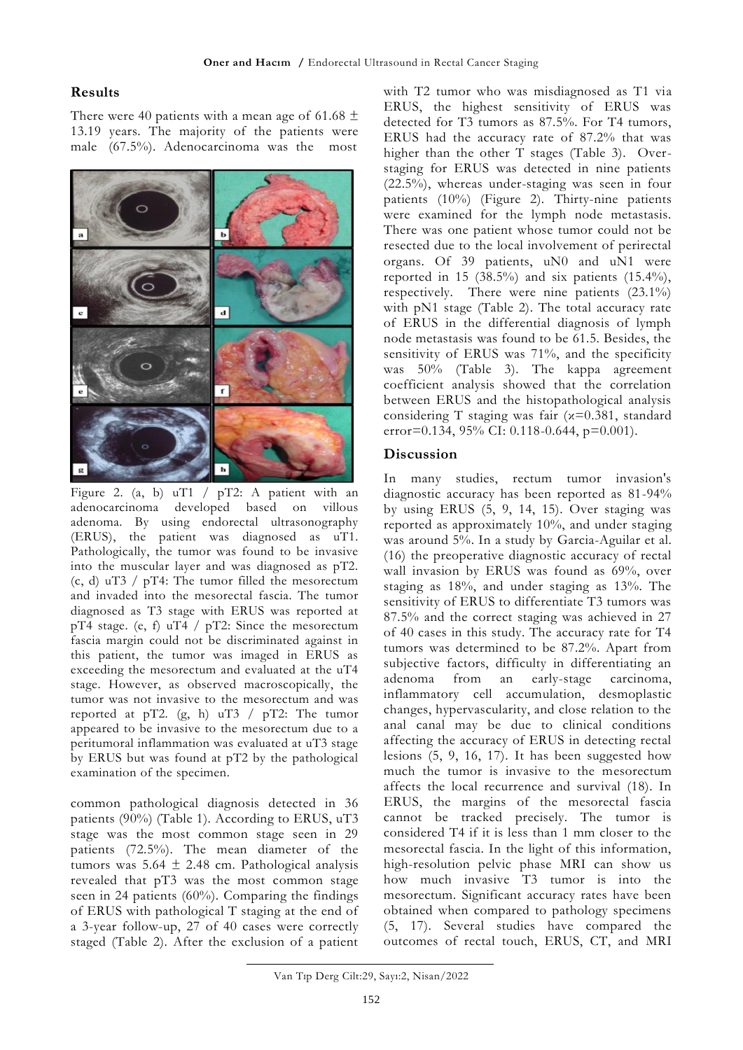## Results

There were 40 patients with a mean age of 61.68 ± 13.19 years. The majority of the patients were male (67.5%). Adenocarcinoma was the most common pathological diagnosis detected in 36 patients (90%) (Table 1). According to ERUS, uT3 stage was the most common stage seen in 29 patients (72.5%). The mean diameter of the tumors was 5.64 ± 2.48 cm. Pathological analysis revealed that pT3 was the most common stage seen in 24 patients (60%). Comparing the findings of ERUS with pathological T staging at the end of a 3-year follow-up, 27 of 40 cases were correctly staged (Table 2). After the exclusion of a patient with T2 tumor who was misdiagnosed as T1 via ERUS, the highest sensitivity of ERUS was detected for T3 tumors as 87.5%. For T4 tumors, ERUS had the accuracy rate of 87.2% that was higher than the other T stages (Table 3). Over-staging for ERUS was detected in nine patients (22.5%), whereas under-staging was seen in four patients (10%) (Figure 2). Thirty-nine patients were examined for the lymph node metastasis. There was one patient whose tumor could not be resected due to the local involvement of perirectal organs. Of 39 patients, uN0 and uN1 were reported in 15 (38.5%) and six patients (15.4%), respectively. There were nine patients (23.1%) with pN1 stage (Table 2). The total accuracy rate of ERUS in the differential diagnosis of lymph node metastasis was found to be 61.5. Besides, the sensitivity of ERUS was 71%, and the specificity was 50% (Table 3). The kappa agreement coefficient analysis showed that the correlation between ERUS and the histopathological analysis considering T staging was fair (ϰ=0.381, standard error=0.134, 95% CI: 0.118-0.644, p=0.001).

Figure 2. (a, b) uT1 / pT2: A patient with an adenocarcinoma developed based on villous adenoma. By using endorectal ultrasonography (ERUS), the patient was diagnosed as uT1. Pathologically, the tumor was found to be invasive into the muscular layer and was diagnosed as pT2. (c, d) uT3 / pT4: The tumor filled the mesorectum and invaded into the mesorectal fascia. The tumor diagnosed as T3 stage with ERUS was reported at pT4 stage. (e, f) uT4 / pT2: Since the mesorectum fascia margin could not be discriminated against in this patient, the tumor was imaged in ERUS as exceeding the mesorectum and evaluated at the uT4 stage. However, as observed macroscopically, the tumor was not invasive to the mesorectum and was reported at pT2. (g, h) uT3 / pT2: The tumor appeared to be invasive to the mesorectum due to a peritumoral inflammation was evaluated at uT3 stage by ERUS but was found at pT2 by the pathological examination of the specimen.

## Discussion

In many studies, rectum tumor invasion's diagnostic accuracy has been reported as 81-94% by using ERUS (5, 9, 14, 15). Over staging was reported as approximately 10%, and under staging was around 5%. In a study by Garcia-Aguilar et al. (16) the preoperative diagnostic accuracy of rectal wall invasion by ERUS was found as 69%, over staging as 18%, and under staging as 13%. The sensitivity of ERUS to differentiate T3 tumors was 87.5% and the correct staging was achieved in 27 of 40 cases in this study. The accuracy rate for T4 tumors was determined to be 87.2%. Apart from subjective factors, difficulty in differentiating an adenoma from an early-stage carcinoma, inflammatory cell accumulation, desmoplastic changes, hypervascularity, and close relation to the anal canal may be due to clinical conditions affecting the accuracy of ERUS in detecting rectal lesions (5, 9, 16, 17). It has been suggested how much the tumor is invasive to the mesorectum affects the local recurrence and survival (18). In ERUS, the margins of the mesorectal fascia cannot be tracked precisely. The tumor is considered T4 if it is less than 1 mm closer to the mesorectal fascia. In the light of this information, high-resolution pelvic phase MRI can show us how much invasive T3 tumor is into the mesorectum. Significant accuracy rates have been obtained when compared to pathology specimens (5, 17). Several studies have compared the outcomes of rectal touch, ERUS, CT, and MRI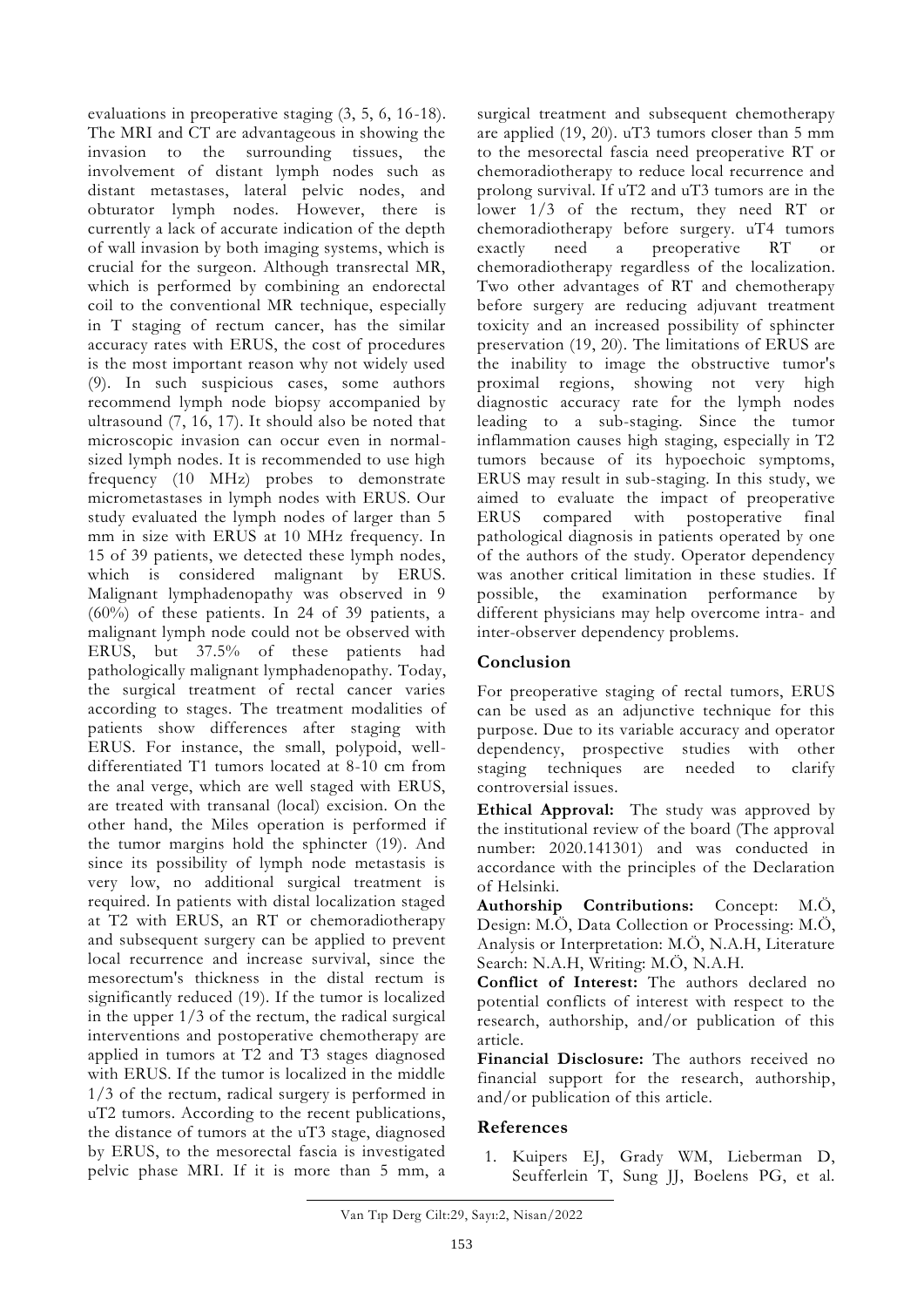evaluations in preoperative staging (3, 5, 6, 16-18). The MRI and CT are advantageous in showing the invasion to the surrounding tissues, the involvement of distant lymph nodes such as distant metastases, lateral pelvic nodes, and obturator lymph nodes. However, there is currently a lack of accurate indication of the depth of wall invasion by both imaging systems, which is crucial for the surgeon. Although transrectal MR, which is performed by combining an endorectal coil to the conventional MR technique, especially in T staging of rectum cancer, has the similar accuracy rates with ERUS, the cost of procedures is the most important reason why not widely used (9). In such suspicious cases, some authors recommend lymph node biopsy accompanied by ultrasound (7, 16, 17). It should also be noted that microscopic invasion can occur even in normal-sized lymph nodes. It is recommended to use high frequency (10 MHz) probes to demonstrate micrometastases in lymph nodes with ERUS. Our study evaluated the lymph nodes of larger than 5 mm in size with ERUS at 10 MHz frequency. In 15 of 39 patients, we detected these lymph nodes, which is considered malignant by ERUS. Malignant lymphadenopathy was observed in 9 (60%) of these patients. In 24 of 39 patients, a malignant lymph node could not be observed with ERUS, but 37.5% of these patients had pathologically malignant lymphadenopathy. Today, the surgical treatment of rectal cancer varies according to stages. The treatment modalities of patients show differences after staging with ERUS. For instance, the small, polypoid, well-differentiated T1 tumors located at 8-10 cm from the anal verge, which are well staged with ERUS, are treated with transanal (local) excision. On the other hand, the Miles operation is performed if the tumor margins hold the sphincter (19). And since its possibility of lymph node metastasis is very low, no additional surgical treatment is required. In patients with distal localization staged at T2 with ERUS, an RT or chemoradiotherapy and subsequent surgery can be applied to prevent local recurrence and increase survival, since the mesorectum's thickness in the distal rectum is significantly reduced (19). If the tumor is localized in the upper 1/3 of the rectum, the radical surgical interventions and postoperative chemotherapy are applied in tumors at T2 and T3 stages diagnosed with ERUS. If the tumor is localized in the middle 1/3 of the rectum, radical surgery is performed in uT2 tumors. According to the recent publications, the distance of tumors at the uT3 stage, diagnosed by ERUS, to the mesorectal fascia is investigated pelvic phase MRI. If it is more than 5 mm, a surgical treatment and subsequent chemotherapy are applied (19, 20). uT3 tumors closer than 5 mm to the mesorectal fascia need preoperative RT or chemoradiotherapy to reduce local recurrence and prolong survival. If uT2 and uT3 tumors are in the lower 1/3 of the rectum, they need RT or chemoradiotherapy before surgery. uT4 tumors exactly need a preoperative RT or chemoradiotherapy regardless of the localization. Two other advantages of RT and chemotherapy before surgery are reducing adjuvant treatment toxicity and an increased possibility of sphincter preservation (19, 20). The limitations of ERUS are the inability to image the obstructive tumor's proximal regions, showing not very high diagnostic accuracy rate for the lymph nodes leading to a sub-staging. Since the tumor inflammation causes high staging, especially in T2 tumors because of its hypoechoic symptoms, ERUS may result in sub-staging. In this study, we aimed to evaluate the impact of preoperative ERUS compared with postoperative final pathological diagnosis in patients operated by one of the authors of the study. Operator dependency was another critical limitation in these studies. If possible, the examination performance by different physicians may help overcome intra- and inter-observer dependency problems.

## Conclusion

For preoperative staging of rectal tumors, ERUS can be used as an adjunctive technique for this purpose. Due to its variable accuracy and operator dependency, prospective studies with other staging techniques are needed to clarify controversial issues.

**Ethical Approval:** The study was approved by the institutional review of the board (The approval number: 2020.141301) and was conducted in accordance with the principles of the Declaration of Helsinki.

**Authorship Contributions:** Concept: M.Ö, Design: M.Ö, Data Collection or Processing: M.Ö, Analysis or Interpretation: M.Ö, N.A.H, Literature Search: N.A.H, Writing: M.Ö, N.A.H.

**Conflict of Interest:** The authors declared no potential conflicts of interest with respect to the research, authorship, and/or publication of this article.

**Financial Disclosure:** The authors received no financial support for the research, authorship, and/or publication of this article.

## References

1. Kuipers EJ, Grady WM, Lieberman D, Seufferlein T, Sung JJ, Boelens PG, et al.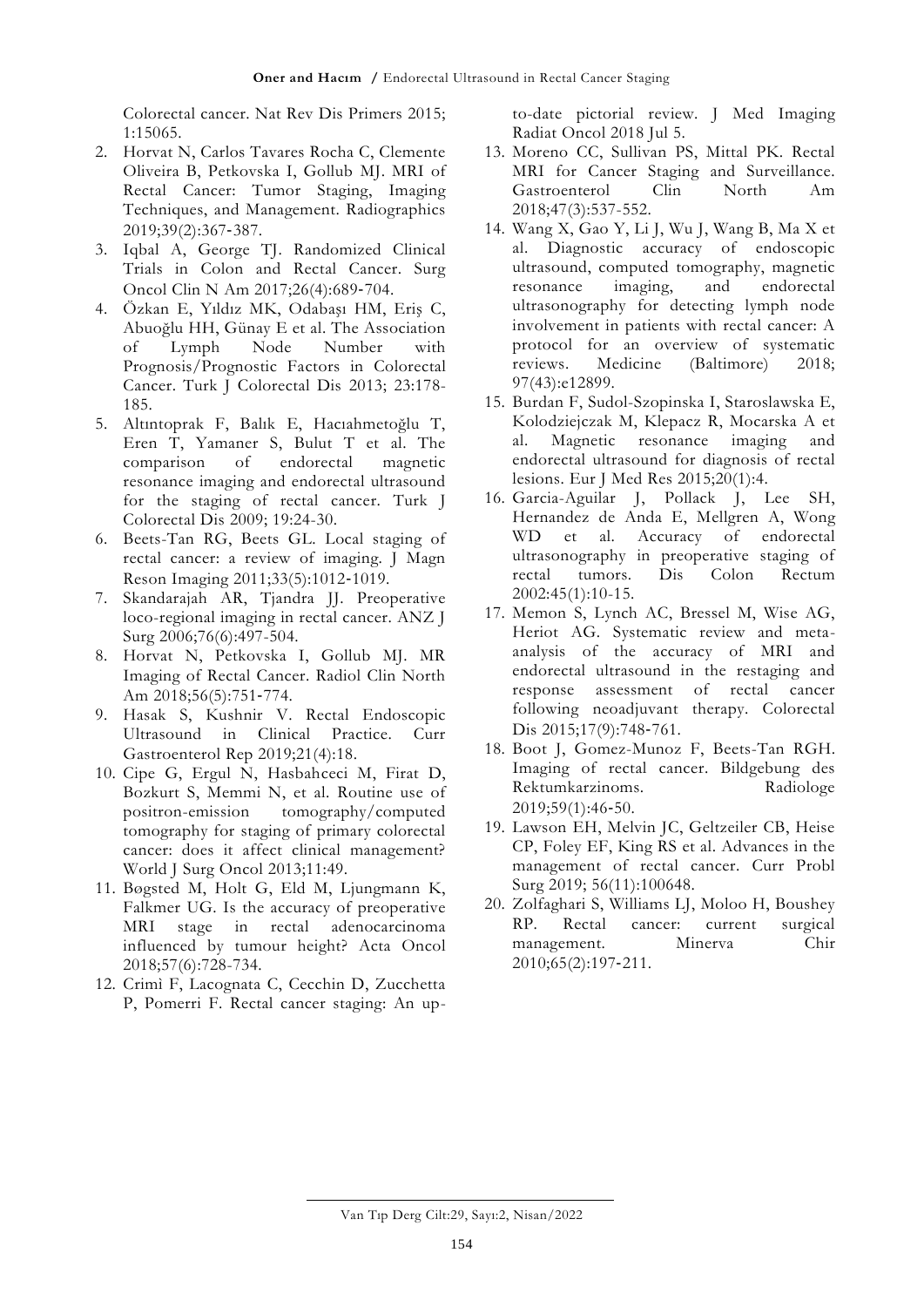Colorectal cancer. Nat Rev Dis Primers 2015; 1:15065.

2. Horvat N, Carlos Tavares Rocha C, Clemente Oliveira B, Petkovska I, Gollub MJ. MRI of Rectal Cancer: Tumor Staging, Imaging Techniques, and Management. Radiographics 2019;39(2):367-387.
3. Iqbal A, George TJ. Randomized Clinical Trials in Colon and Rectal Cancer. Surg Oncol Clin N Am 2017;26(4):689-704.
4. Özkan E, Yıldız MK, Odabaşı HM, Eriş C, Abuoğlu HH, Günay E et al. The Association of Lymph Node Number with Prognosis/Prognostic Factors in Colorectal Cancer. Turk J Colorectal Dis 2013; 23:178-185.
5. Altıntoprak F, Balık E, Hacıahmetoğlu T, Eren T, Yamaner S, Bulut T et al. The comparison of endorectal magnetic resonance imaging and endorectal ultrasound for the staging of rectal cancer. Turk J Colorectal Dis 2009; 19:24-30.
6. Beets-Tan RG, Beets GL. Local staging of rectal cancer: a review of imaging. J Magn Reson Imaging 2011;33(5):1012-1019.
7. Skandarajah AR, Tjandra JJ. Preoperative loco-regional imaging in rectal cancer. ANZ J Surg 2006;76(6):497-504.
8. Horvat N, Petkovska I, Gollub MJ. MR Imaging of Rectal Cancer. Radiol Clin North Am 2018;56(5):751-774.
9. Hasak S, Kushnir V. Rectal Endoscopic Ultrasound in Clinical Practice. Curr Gastroenterol Rep 2019;21(4):18.
10. Cipe G, Ergul N, Hasbahceci M, Firat D, Bozkurt S, Memmi N, et al. Routine use of positron-emission tomography/computed tomography for staging of primary colorectal cancer: does it affect clinical management? World J Surg Oncol 2013;11:49.
11. Bøgsted M, Holt G, Eld M, Ljungmann K, Falkmer UG. Is the accuracy of preoperative MRI stage in rectal adenocarcinoma influenced by tumour height? Acta Oncol 2018;57(6):728-734.
12. Crimì F, Lacognata C, Cecchin D, Zucchetta P, Pomerri F. Rectal cancer staging: An up-to-date pictorial review. J Med Imaging Radiat Oncol 2018 Jul 5.
13. Moreno CC, Sullivan PS, Mittal PK. Rectal MRI for Cancer Staging and Surveillance. Gastroenterol Clin North Am 2018;47(3):537-552.
14. Wang X, Gao Y, Li J, Wu J, Wang B, Ma X et al. Diagnostic accuracy of endoscopic ultrasound, computed tomography, magnetic resonance imaging, and endorectal ultrasonography for detecting lymph node involvement in patients with rectal cancer: A protocol for an overview of systematic reviews. Medicine (Baltimore) 2018; 97(43):e12899.
15. Burdan F, Sudol-Szopinska I, Staroslawska E, Kolodziejczak M, Klepacz R, Mocarska A et al. Magnetic resonance imaging and endorectal ultrasound for diagnosis of rectal lesions. Eur J Med Res 2015;20(1):4.
16. Garcia-Aguilar J, Pollack J, Lee SH, Hernandez de Anda E, Mellgren A, Wong WD et al. Accuracy of endorectal ultrasonography in preoperative staging of rectal tumors. Dis Colon Rectum 2002:45(1):10-15.
17. Memon S, Lynch AC, Bressel M, Wise AG, Heriot AG. Systematic review and meta-analysis of the accuracy of MRI and endorectal ultrasound in the restaging and response assessment of rectal cancer following neoadjuvant therapy. Colorectal Dis 2015;17(9):748-761.
18. Boot J, Gomez-Munoz F, Beets-Tan RGH. Imaging of rectal cancer. Bildgebung des Rektumkarzinoms. Radiologe 2019;59(1):46-50.
19. Lawson EH, Melvin JC, Geltzeiler CB, Heise CP, Foley EF, King RS et al. Advances in the management of rectal cancer. Curr Probl Surg 2019; 56(11):100648.
20. Zolfaghari S, Williams LJ, Moloo H, Boushey RP. Rectal cancer: current surgical management. Minerva Chir 2010;65(2):197-211.